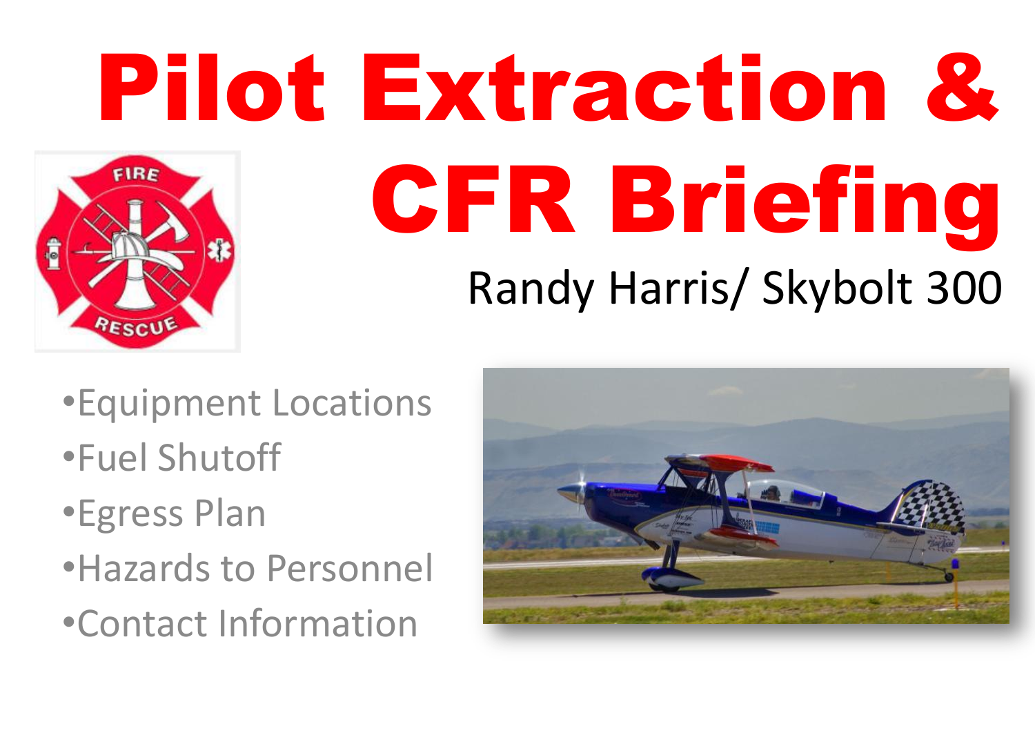# Pilot Extraction & CFR Briefing

Randy Harris/ Skybolt 300

- Equipment Locations
- Fuel Shutoff
- Egress Plan
- Hazards to Personnel
- Contact Information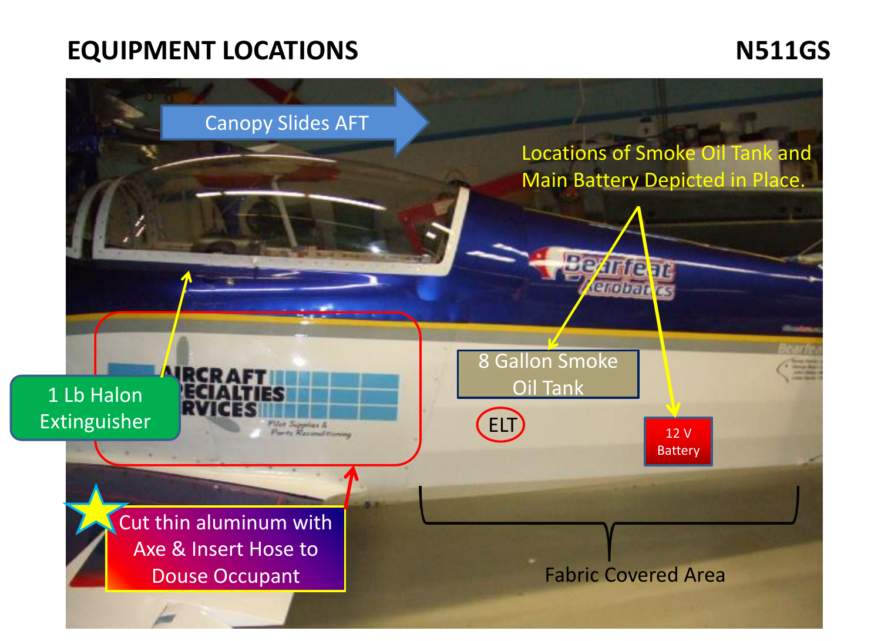# EQUIPMENT LOCATIONS

**N511GS**

Canopy Slides AFT

Locations of Smoke Oil Tank and Main Battery Depicted in Place.

1 Lb Halon Extinguisher

8 Gallon Smoke Oil Tank

ELT

12 V Battery

Cut thin aluminum with Axe & Insert Hose to Douse Occupant

Fabric Covered Area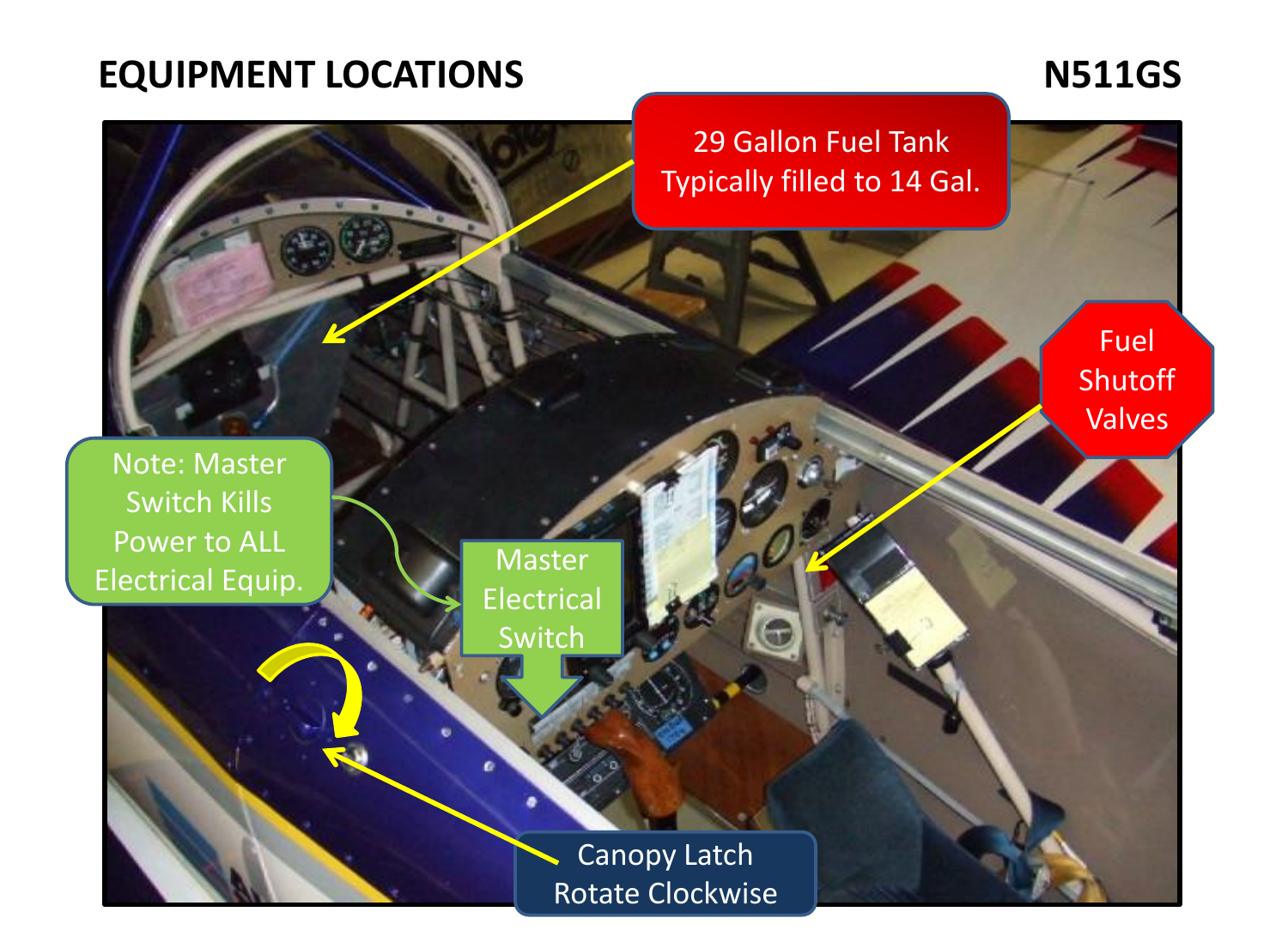# EQUIPMENT LOCATIONS

N511GS

29 Gallon Fuel Tank
Typically filled to 14 Gal.

Fuel Shutoff Valves

Note: Master Switch Kills Power to ALL Electrical Equip.

Master Electrical Switch

Canopy Latch
Rotate Clockwise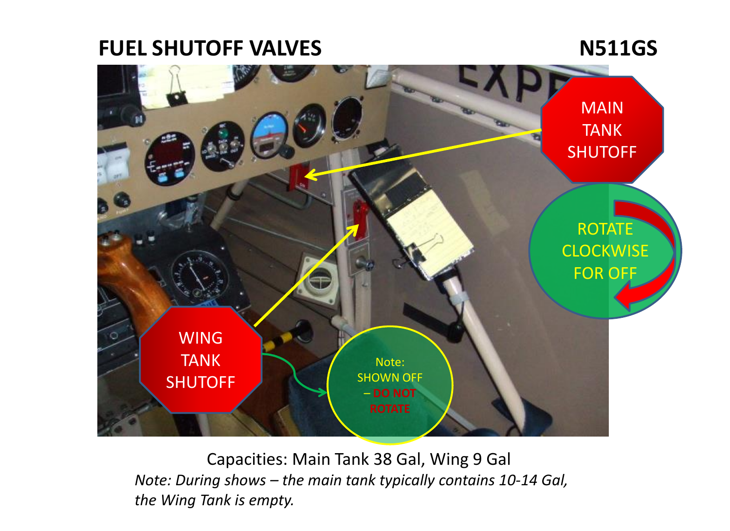# FUEL SHUTOFF VALVES

**N511GS**

MAIN TANK SHUTOFF

ROTATE CLOCKWISE FOR OFF

WING TANK SHUTOFF

Note: SHOWN OFF – DO NOT ROTATE

Capacities: Main Tank 38 Gal, Wing 9 Gal

*Note: During shows – the main tank typically contains 10-14 Gal, the Wing Tank is empty.*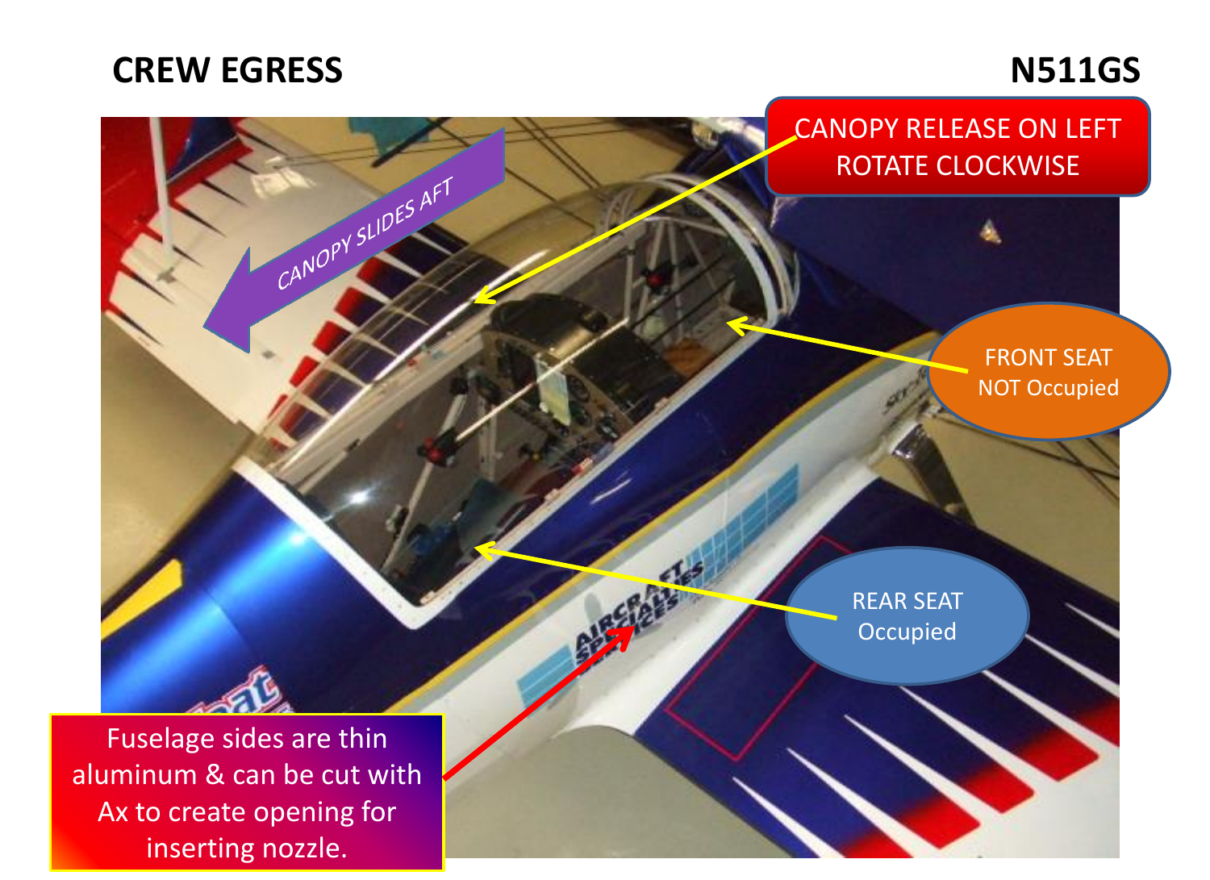# CREW EGRESS

**N511GS**

CANOPY SLIDES AFT

CANOPY RELEASE ON LEFT ROTATE CLOCKWISE

FRONT SEAT NOT Occupied

REAR SEAT Occupied

Fuselage sides are thin aluminum & can be cut with Ax to create opening for inserting nozzle.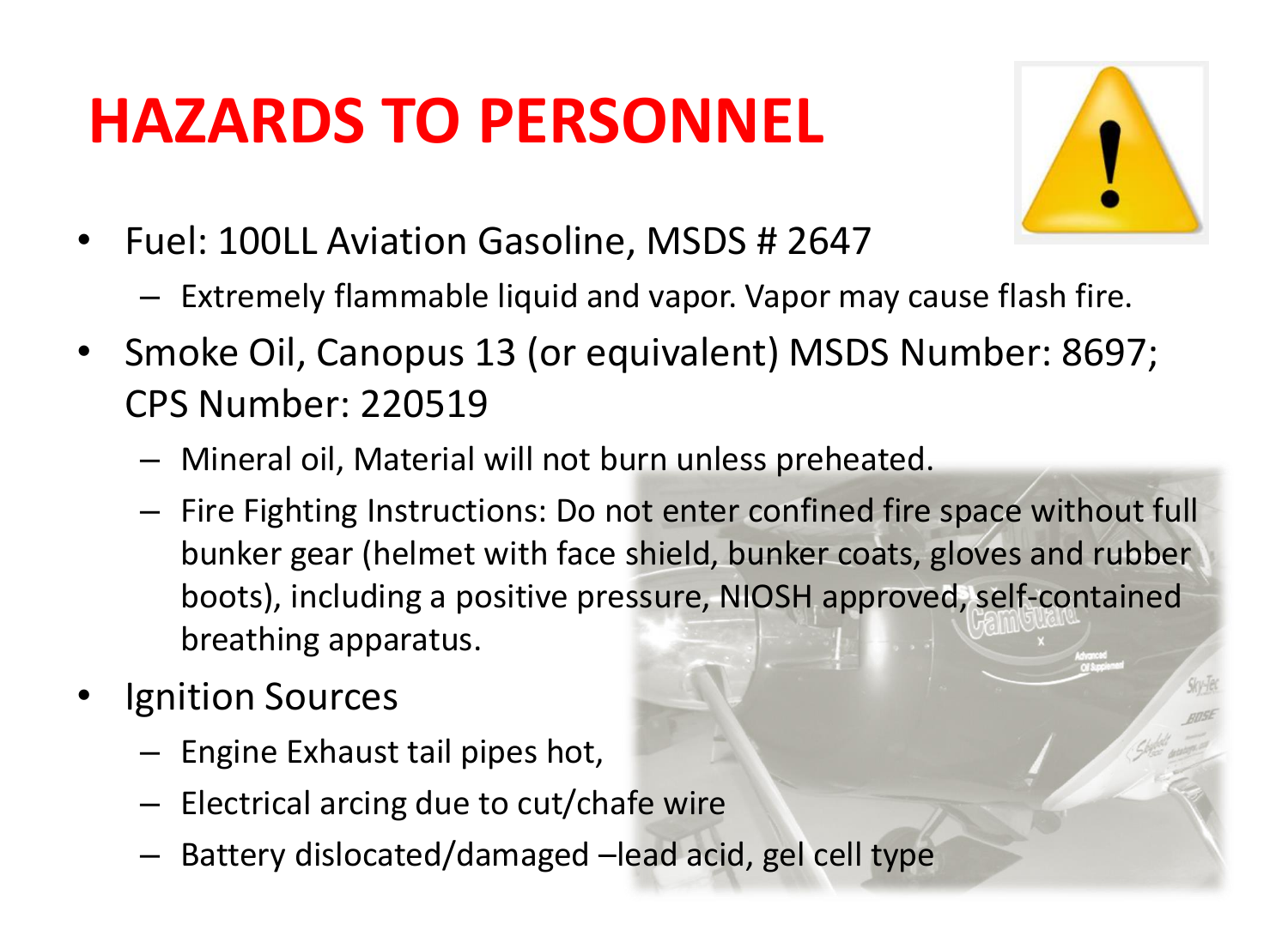# HAZARDS TO PERSONNEL

- Fuel: 100LL Aviation Gasoline, MSDS # 2647
  - Extremely flammable liquid and vapor. Vapor may cause flash fire.
- Smoke Oil, Canopus 13 (or equivalent) MSDS Number: 8697; CPS Number: 220519
  - Mineral oil, Material will not burn unless preheated.
  - Fire Fighting Instructions: Do not enter confined fire space without full bunker gear (helmet with face shield, bunker coats, gloves and rubber boots), including a positive pressure, NIOSH approved, self-contained breathing apparatus.
- Ignition Sources
  - Engine Exhaust tail pipes hot,
  - Electrical arcing due to cut/chafe wire
  - Battery dislocated/damaged –lead acid, gel cell type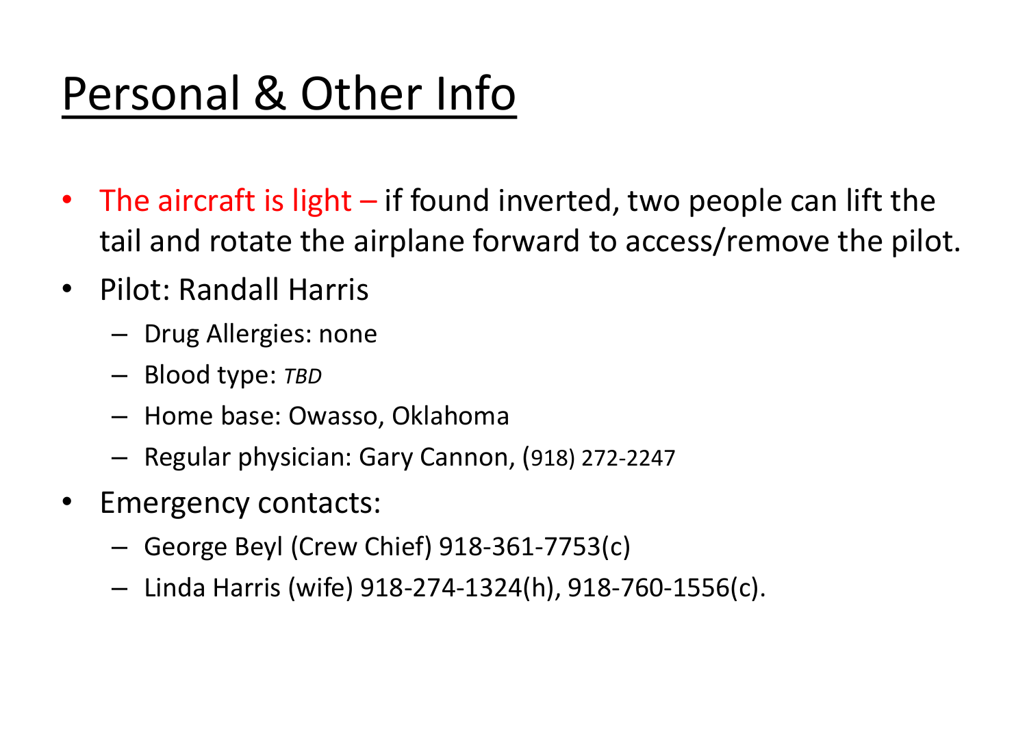# Personal & Other Info

- The aircraft is light – if found inverted, two people can lift the tail and rotate the airplane forward to access/remove the pilot.
- Pilot: Randall Harris
  - Drug Allergies: none
  - Blood type: *TBD*
  - Home base: Owasso, Oklahoma
  - Regular physician: Gary Cannon, (918) 272-2247
- Emergency contacts:
  - George Beyl (Crew Chief) 918-361-7753(c)
  - Linda Harris (wife) 918-274-1324(h), 918-760-1556(c).